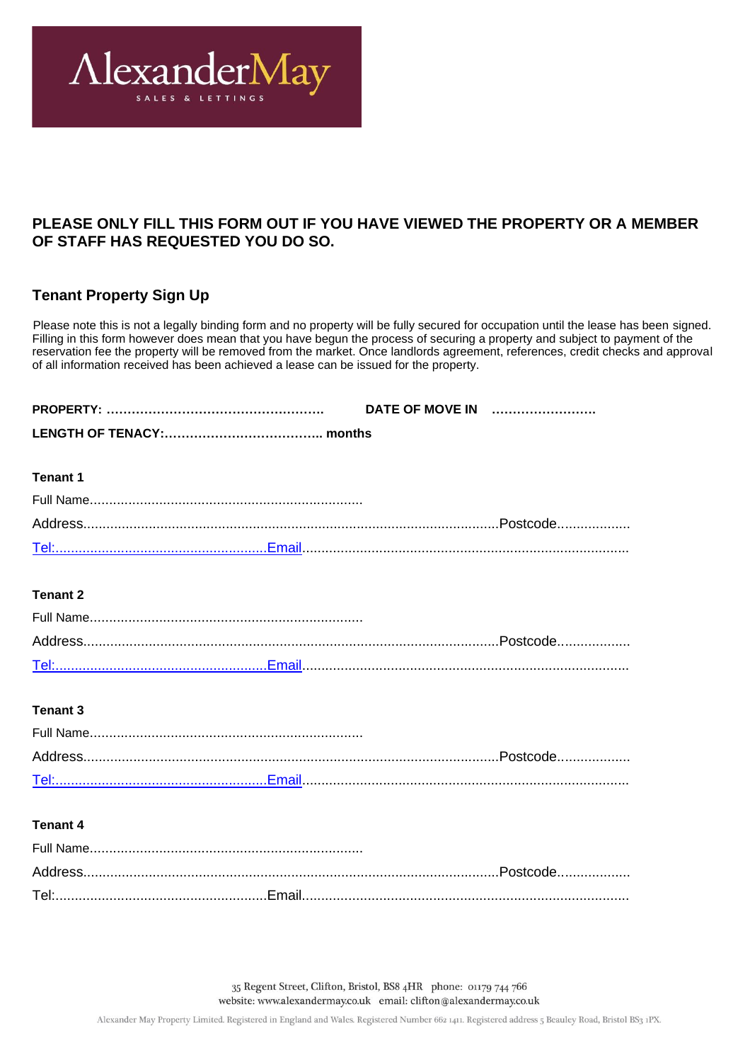AlexanderMay

SALES & LETTINGS

**PLEASE ONLY FILL THIS FORM OUT IF YOU HAVE VIEWED THE PROPERTY OR A MEMBER OF STAFF HAS REQUESTED YOU DO SO.**

## Tenant Property Sign Up

Please note this is not a legally binding form and no property will be fully secured for occupation until the lease has been signed. Filling in this form however does mean that you have begun the process of securing a property and subject to payment of the reservation fee the property will be removed from the market. Once landlords agreement, references, credit checks and approval of all information received has been achieved a lease can be issued for the property.

**PROPERTY: ……………………………………………. DATE OF MOVE IN …………………….**

**LENGTH OF TENACY:……………………………….. months**

**Tenant 1**

Full Name.......................................................................

Address...........................................................................................................Postcode...................

Tel:.......................................................Email....................................................................................

**Tenant 2**

Full Name.......................................................................

Address...........................................................................................................Postcode...................

Tel:.......................................................Email....................................................................................

**Tenant 3**

Full Name.......................................................................

Address...........................................................................................................Postcode...................

Tel:.......................................................Email....................................................................................

**Tenant 4**

Full Name.......................................................................

Address...........................................................................................................Postcode...................

Tel:.......................................................Email....................................................................................

35 Regent Street, Clifton, Bristol, BS8 4HR phone: 01179 744 766
website: www.alexandermay.co.uk email: clifton@alexandermay.co.uk

Alexander May Property Limited. Registered in England and Wales. Registered Number 662 1411. Registered address 5 Beauley Road, Bristol BS3 1PX.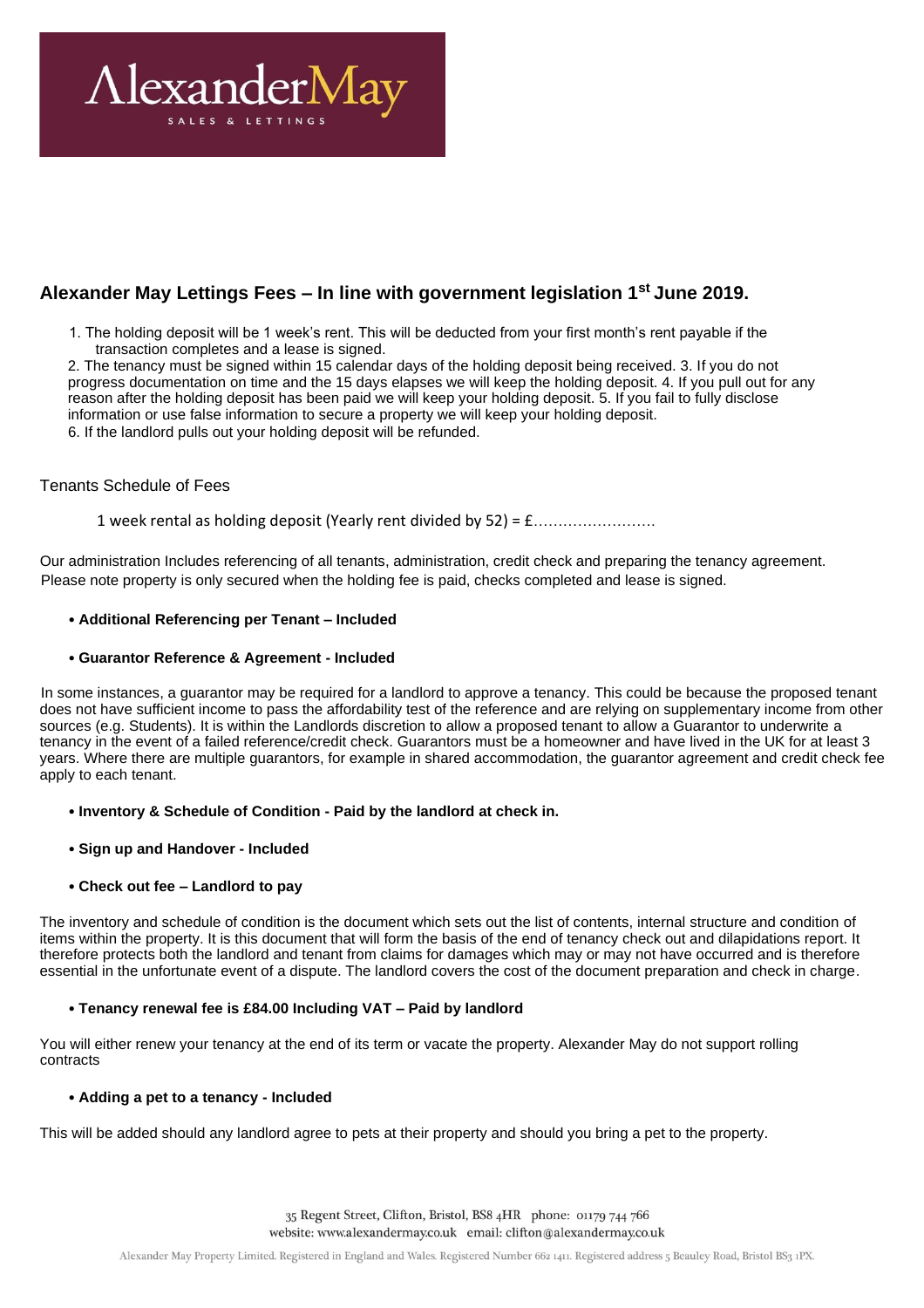# Alexander May Lettings Fees – In line with government legislation 1st June 2019.

1. The holding deposit will be 1 week's rent. This will be deducted from your first month's rent payable if the transaction completes and a lease is signed.

2. The tenancy must be signed within 15 calendar days of the holding deposit being received. 3. If you do not progress documentation on time and the 15 days elapses we will keep the holding deposit. 4. If you pull out for any reason after the holding deposit has been paid we will keep your holding deposit. 5. If you fail to fully disclose information or use false information to secure a property we will keep your holding deposit.

6. If the landlord pulls out your holding deposit will be refunded.

Tenants Schedule of Fees

1 week rental as holding deposit (Yearly rent divided by 52) = £.........................

Our administration Includes referencing of all tenants, administration, credit check and preparing the tenancy agreement. Please note property is only secured when the holding fee is paid, checks completed and lease is signed.

- **Additional Referencing per Tenant – Included**

- **Guarantor Reference & Agreement - Included**

In some instances, a guarantor may be required for a landlord to approve a tenancy. This could be because the proposed tenant does not have sufficient income to pass the affordability test of the reference and are relying on supplementary income from other sources (e.g. Students). It is within the Landlords discretion to allow a proposed tenant to allow a Guarantor to underwrite a tenancy in the event of a failed reference/credit check. Guarantors must be a homeowner and have lived in the UK for at least 3 years. Where there are multiple guarantors, for example in shared accommodation, the guarantor agreement and credit check fee apply to each tenant.

- **Inventory & Schedule of Condition - Paid by the landlord at check in.**

- **Sign up and Handover - Included**

- **Check out fee – Landlord to pay**

The inventory and schedule of condition is the document which sets out the list of contents, internal structure and condition of items within the property. It is this document that will form the basis of the end of tenancy check out and dilapidations report. It therefore protects both the landlord and tenant from claims for damages which may or may not have occurred and is therefore essential in the unfortunate event of a dispute. The landlord covers the cost of the document preparation and check in charge.

- **Tenancy renewal fee is £84.00 Including VAT – Paid by landlord**

You will either renew your tenancy at the end of its term or vacate the property. Alexander May do not support rolling contracts

- **Adding a pet to a tenancy - Included**

This will be added should any landlord agree to pets at their property and should you bring a pet to the property.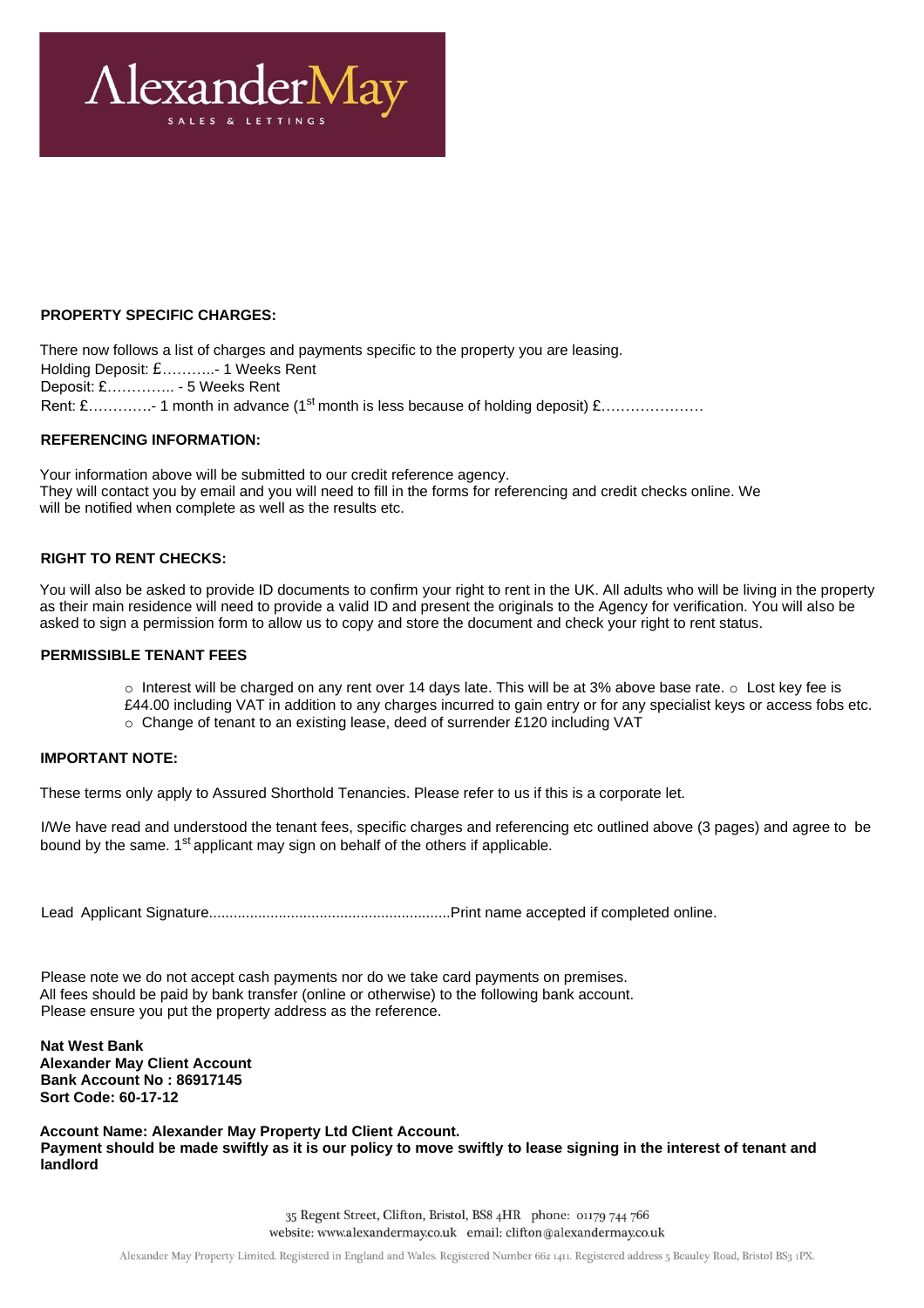**PROPERTY SPECIFIC CHARGES:**

There now follows a list of charges and payments specific to the property you are leasing.
Holding Deposit: £………..- 1 Weeks Rent
Deposit: £………….. - 5 Weeks Rent
Rent: £………….- 1 month in advance (1st month is less because of holding deposit) £…………………

**REFERENCING INFORMATION:**

Your information above will be submitted to our credit reference agency.
They will contact you by email and you will need to fill in the forms for referencing and credit checks online. We will be notified when complete as well as the results etc.

**RIGHT TO RENT CHECKS:**

You will also be asked to provide ID documents to confirm your right to rent in the UK. All adults who will be living in the property as their main residence will need to provide a valid ID and present the originals to the Agency for verification. You will also be asked to sign a permission form to allow us to copy and store the document and check your right to rent status.

**PERMISSIBLE TENANT FEES**

- Interest will be charged on any rent over 14 days late. This will be at 3% above base rate.
- Lost key fee is £44.00 including VAT in addition to any charges incurred to gain entry or for any specialist keys or access fobs etc.
- Change of tenant to an existing lease, deed of surrender £120 including VAT

**IMPORTANT NOTE:**

These terms only apply to Assured Shorthold Tenancies. Please refer to us if this is a corporate let.

I/We have read and understood the tenant fees, specific charges and referencing etc outlined above (3 pages) and agree to be bound by the same. 1st applicant may sign on behalf of the others if applicable.

Lead Applicant Signature..........................................................Print name accepted if completed online.

Please note we do not accept cash payments nor do we take card payments on premises.
All fees should be paid by bank transfer (online or otherwise) to the following bank account.
Please ensure you put the property address as the reference.

**Nat West Bank**
**Alexander May Client Account**
**Bank Account No : 86917145**
**Sort Code: 60-17-12**

**Account Name: Alexander May Property Ltd Client Account.**
**Payment should be made swiftly as it is our policy to move swiftly to lease signing in the interest of tenant and landlord**

35 Regent Street, Clifton, Bristol, BS8 4HR phone: 01179 744 766
website: www.alexandermay.co.uk email: clifton@alexandermay.co.uk

Alexander May Property Limited. Registered in England and Wales. Registered Number 662 1411. Registered address 5 Beauley Road, Bristol BS3 1PX.